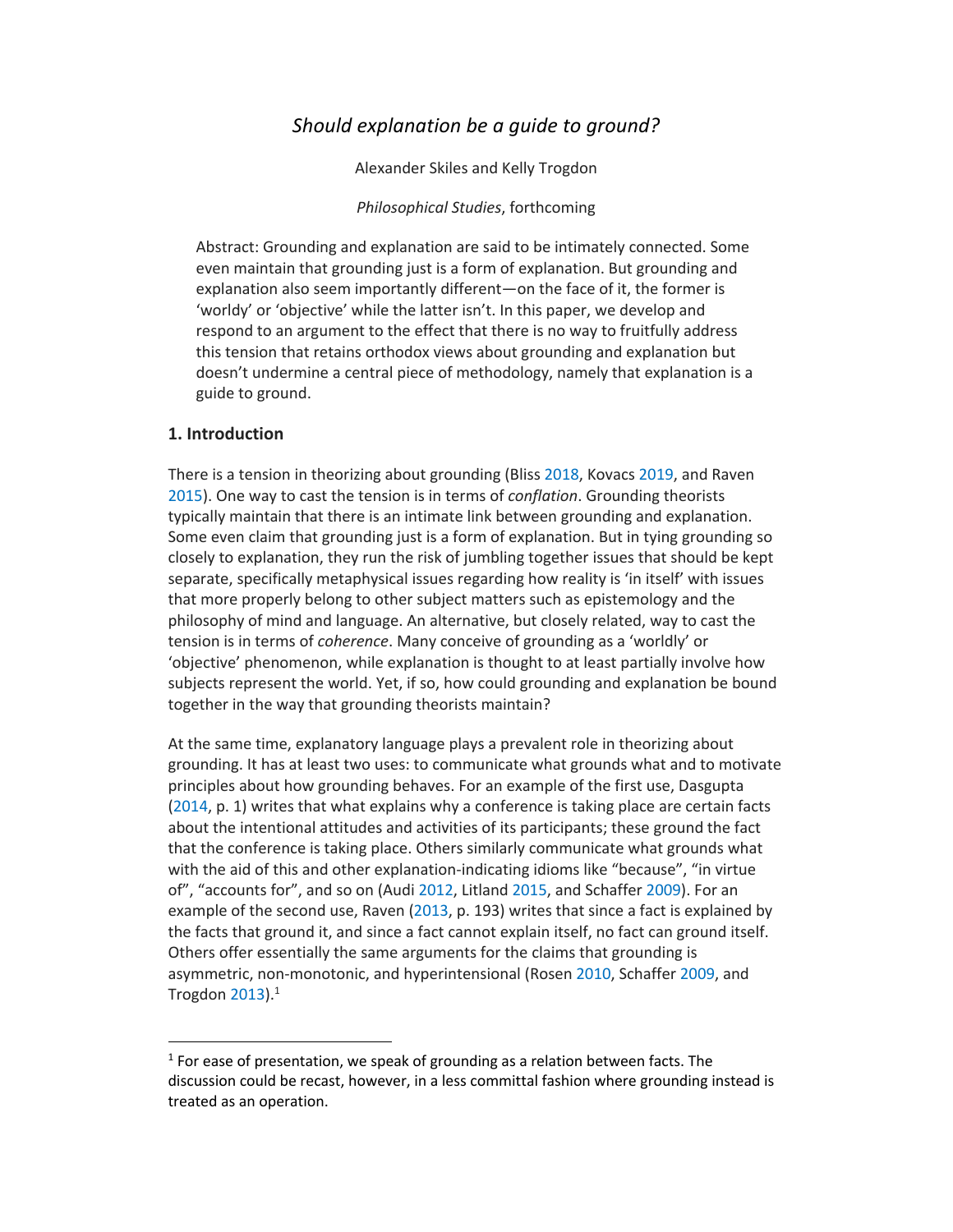# *Should explanation be a guide to ground?*

Alexander Skiles and Kelly Trogdon

*Philosophical Studies*, forthcoming

Abstract: Grounding and explanation are said to be intimately connected. Some even maintain that grounding just is a form of explanation. But grounding and explanation also seem importantly different—on the face of it, the former is 'worldly' or 'objective' while the latter isn't. In this paper, we develop and respond to an argument to the effect that there is no way to fruitfully address this tension that retains orthodox views about grounding and explanation but doesn't undermine a central piece of methodology, namely that explanation is a guide to ground.

## 1. Introduction

There is a tension in theorizing about grounding (Bliss 2018, Kovacs 2019, and Raven 2015). One way to cast the tension is in terms of *conflation*. Grounding theorists typically maintain that there is an intimate link between grounding and explanation. Some even claim that grounding just is a form of explanation. But in tying grounding so closely to explanation, they run the risk of jumbling together issues that should be kept separate, specifically metaphysical issues regarding how reality is 'in itself' with issues that more properly belong to other subject matters such as epistemology and the philosophy of mind and language. An alternative, but closely related, way to cast the tension is in terms of *coherence*. Many conceive of grounding as a 'worldly' or 'objective' phenomenon, while explanation is thought to at least partially involve how subjects represent the world. Yet, if so, how could grounding and explanation be bound together in the way that grounding theorists maintain?

At the same time, explanatory language plays a prevalent role in theorizing about grounding. It has at least two uses: to communicate what grounds what and to motivate principles about how grounding behaves. For an example of the first use, Dasgupta (2014, p. 1) writes that what explains why a conference is taking place are certain facts about the intentional attitudes and activities of its participants; these ground the fact that the conference is taking place. Others similarly communicate what grounds what with the aid of this and other explanation-indicating idioms like "because", "in virtue of", "accounts for", and so on (Audi 2012, Litland 2015, and Schaffer 2009). For an example of the second use, Raven (2013, p. 193) writes that since a fact is explained by the facts that ground it, and since a fact cannot explain itself, no fact can ground itself. Others offer essentially the same arguments for the claims that grounding is asymmetric, non-monotonic, and hyperintensional (Rosen 2010, Schaffer 2009, and Trogdon 2013).[1]

[1] For ease of presentation, we speak of grounding as a relation between facts. The discussion could be recast, however, in a less committal fashion where grounding instead is treated as an operation.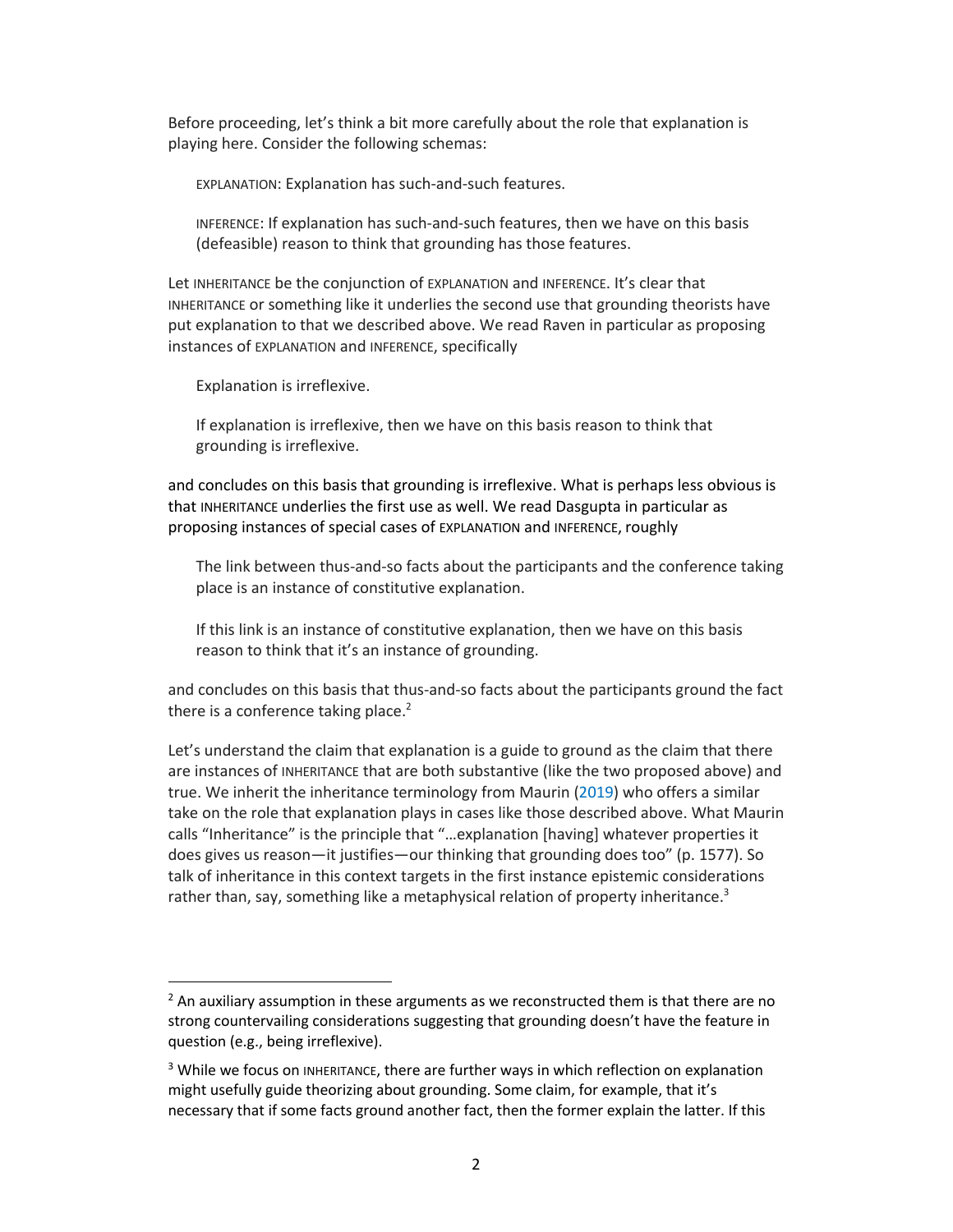Before proceeding, let's think a bit more carefully about the role that explanation is playing here. Consider the following schemas:

> EXPLANATION: Explanation has such-and-such features.
>
> INFERENCE: If explanation has such-and-such features, then we have on this basis (defeasible) reason to think that grounding has those features.

Let INHERITANCE be the conjunction of EXPLANATION and INFERENCE. It's clear that INHERITANCE or something like it underlies the second use that grounding theorists have put explanation to that we described above. We read Raven in particular as proposing instances of EXPLANATION and INFERENCE, specifically

> Explanation is irreflexive.
>
> If explanation is irreflexive, then we have on this basis reason to think that grounding is irreflexive.

and concludes on this basis that grounding is irreflexive. What is perhaps less obvious is that INHERITANCE underlies the first use as well. We read Dasgupta in particular as proposing instances of special cases of EXPLANATION and INFERENCE, roughly

> The link between thus-and-so facts about the participants and the conference taking place is an instance of constitutive explanation.
>
> If this link is an instance of constitutive explanation, then we have on this basis reason to think that it's an instance of grounding.

and concludes on this basis that thus-and-so facts about the participants ground the fact there is a conference taking place.[2]

Let's understand the claim that explanation is a guide to ground as the claim that there are instances of INHERITANCE that are both substantive (like the two proposed above) and true. We inherit the inheritance terminology from Maurin (2019) who offers a similar take on the role that explanation plays in cases like those described above. What Maurin calls "Inheritance" is the principle that "…explanation [having] whatever properties it does gives us reason—it justifies—our thinking that grounding does too" (p. 1577). So talk of inheritance in this context targets in the first instance epistemic considerations rather than, say, something like a metaphysical relation of property inheritance.[3]

---

[2] An auxiliary assumption in these arguments as we reconstructed them is that there are no strong countervailing considerations suggesting that grounding doesn't have the feature in question (e.g., being irreflexive).

[3] While we focus on INHERITANCE, there are further ways in which reflection on explanation might usefully guide theorizing about grounding. Some claim, for example, that it's necessary that if some facts ground another fact, then the former explain the latter. If this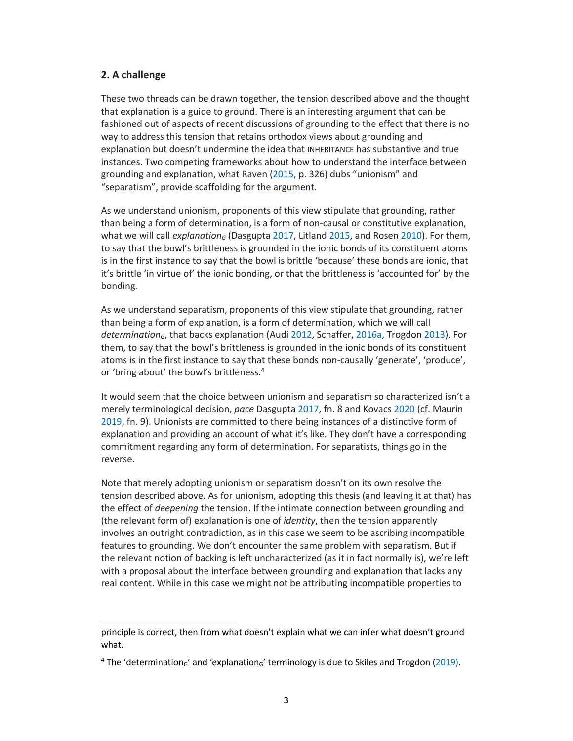## 2. A challenge

These two threads can be drawn together, the tension described above and the thought that explanation is a guide to ground. There is an interesting argument that can be fashioned out of aspects of recent discussions of grounding to the effect that there is no way to address this tension that retains orthodox views about grounding and explanation but doesn't undermine the idea that INHERITANCE has substantive and true instances. Two competing frameworks about how to understand the interface between grounding and explanation, what Raven (2015, p. 326) dubs "unionism" and "separatism", provide scaffolding for the argument.

As we understand unionism, proponents of this view stipulate that grounding, rather than being a form of determination, is a form of non-causal or constitutive explanation, what we will call *explanation*$_G$ (Dasgupta 2017, Litland 2015, and Rosen 2010). For them, to say that the bowl's brittleness is grounded in the ionic bonds of its constituent atoms is in the first instance to say that the bowl is brittle 'because' these bonds are ionic, that it's brittle 'in virtue of' the ionic bonding, or that the brittleness is 'accounted for' by the bonding.

As we understand separatism, proponents of this view stipulate that grounding, rather than being a form of explanation, is a form of determination, which we will call *determination*$_G$, that backs explanation (Audi 2012, Schaffer, 2016a, Trogdon 2013). For them, to say that the bowl's brittleness is grounded in the ionic bonds of its constituent atoms is in the first instance to say that these bonds non-causally 'generate', 'produce', or 'bring about' the bowl's brittleness.[4]

It would seem that the choice between unionism and separatism so characterized isn't a merely terminological decision, *pace* Dasgupta 2017, fn. 8 and Kovacs 2020 (cf. Maurin 2019, fn. 9). Unionists are committed to there being instances of a distinctive form of explanation and providing an account of what it's like. They don't have a corresponding commitment regarding any form of determination. For separatists, things go in the reverse.

Note that merely adopting unionism or separatism doesn't on its own resolve the tension described above. As for unionism, adopting this thesis (and leaving it at that) has the effect of *deepening* the tension. If the intimate connection between grounding and (the relevant form of) explanation is one of *identity*, then the tension apparently involves an outright contradiction, as in this case we seem to be ascribing incompatible features to grounding. We don't encounter the same problem with separatism. But if the relevant notion of backing is left uncharacterized (as it in fact normally is), we're left with a proposal about the interface between grounding and explanation that lacks any real content. While in this case we might not be attributing incompatible properties to

---

principle is correct, then from what doesn't explain what we can infer what doesn't ground what.

[4] The 'determination$_G$' and 'explanation$_G$' terminology is due to Skiles and Trogdon (2019).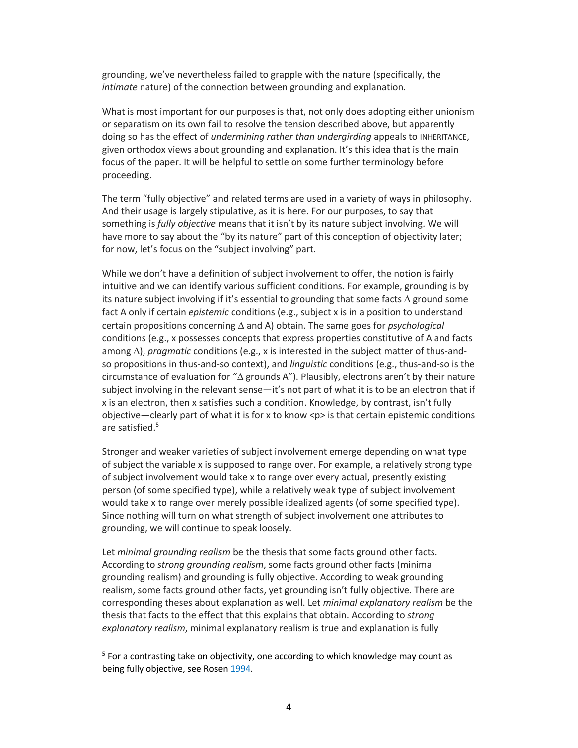grounding, we've nevertheless failed to grapple with the nature (specifically, the *intimate* nature) of the connection between grounding and explanation.

What is most important for our purposes is that, not only does adopting either unionism or separatism on its own fail to resolve the tension described above, but apparently doing so has the effect of *undermining rather than undergirding* appeals to INHERITANCE, given orthodox views about grounding and explanation. It's this idea that is the main focus of the paper. It will be helpful to settle on some further terminology before proceeding.

The term "fully objective" and related terms are used in a variety of ways in philosophy. And their usage is largely stipulative, as it is here. For our purposes, to say that something is *fully objective* means that it isn't by its nature subject involving. We will have more to say about the "by its nature" part of this conception of objectivity later; for now, let's focus on the "subject involving" part.

While we don't have a definition of subject involvement to offer, the notion is fairly intuitive and we can identify various sufficient conditions. For example, grounding is by its nature subject involving if it's essential to grounding that some facts $\Delta$ ground some fact A only if certain *epistemic* conditions (e.g., subject x is in a position to understand certain propositions concerning $\Delta$ and A) obtain. The same goes for *psychological* conditions (e.g., x possesses concepts that express properties constitutive of A and facts among $\Delta$), *pragmatic* conditions (e.g., x is interested in the subject matter of thus-and-so propositions in thus-and-so context), and *linguistic* conditions (e.g., thus-and-so is the circumstance of evaluation for "$\Delta$ grounds A"). Plausibly, electrons aren't by their nature subject involving in the relevant sense—it's not part of what it is to be an electron that if x is an electron, then x satisfies such a condition. Knowledge, by contrast, isn't fully objective—clearly part of what it is for x to know <p> is that certain epistemic conditions are satisfied.[5]

Stronger and weaker varieties of subject involvement emerge depending on what type of subject the variable x is supposed to range over. For example, a relatively strong type of subject involvement would take x to range over every actual, presently existing person (of some specified type), while a relatively weak type of subject involvement would take x to range over merely possible idealized agents (of some specified type). Since nothing will turn on what strength of subject involvement one attributes to grounding, we will continue to speak loosely.

Let *minimal grounding realism* be the thesis that some facts ground other facts. According to *strong grounding realism*, some facts ground other facts (minimal grounding realism) and grounding is fully objective. According to weak grounding realism, some facts ground other facts, yet grounding isn't fully objective. There are corresponding theses about explanation as well. Let *minimal explanatory realism* be the thesis that facts to the effect that this explains that obtain. According to *strong explanatory realism*, minimal explanatory realism is true and explanation is fully

[5] For a contrasting take on objectivity, one according to which knowledge may count as being fully objective, see Rosen 1994.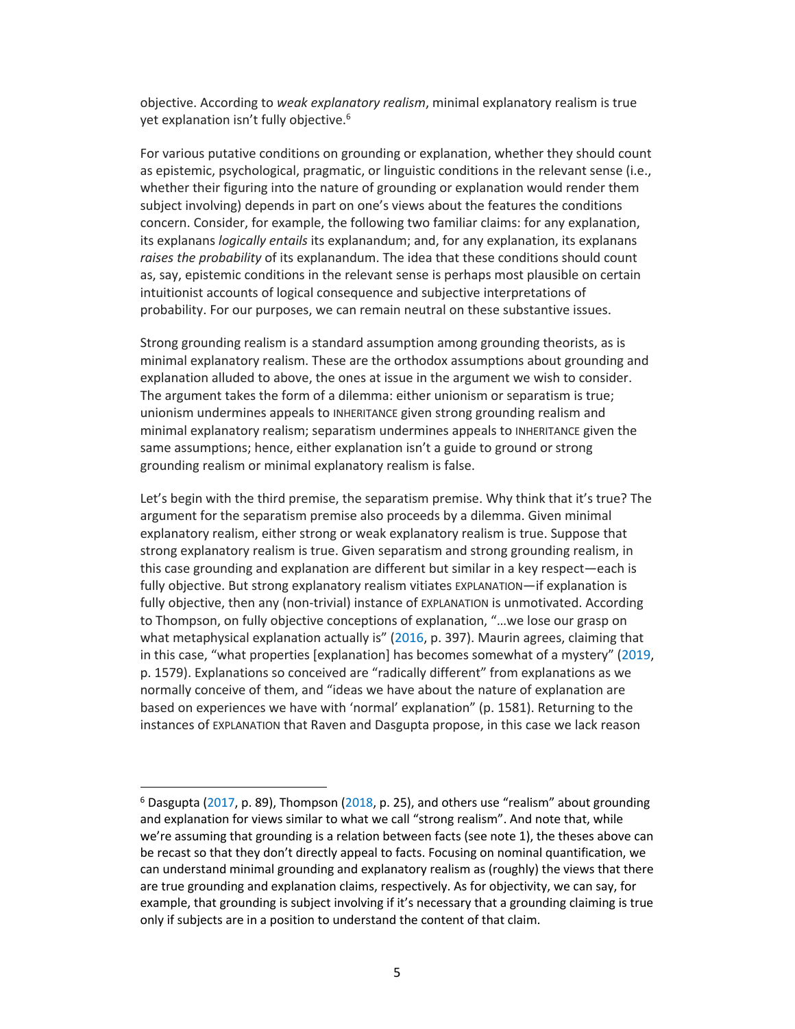objective. According to *weak explanatory realism*, minimal explanatory realism is true yet explanation isn't fully objective.[6]

For various putative conditions on grounding or explanation, whether they should count as epistemic, psychological, pragmatic, or linguistic conditions in the relevant sense (i.e., whether their figuring into the nature of grounding or explanation would render them subject involving) depends in part on one's views about the features the conditions concern. Consider, for example, the following two familiar claims: for any explanation, its explanans *logically entails* its explanandum; and, for any explanation, its explanans *raises the probability* of its explanandum. The idea that these conditions should count as, say, epistemic conditions in the relevant sense is perhaps most plausible on certain intuitionist accounts of logical consequence and subjective interpretations of probability. For our purposes, we can remain neutral on these substantive issues.

Strong grounding realism is a standard assumption among grounding theorists, as is minimal explanatory realism. These are the orthodox assumptions about grounding and explanation alluded to above, the ones at issue in the argument we wish to consider. The argument takes the form of a dilemma: either unionism or separatism is true; unionism undermines appeals to INHERITANCE given strong grounding realism and minimal explanatory realism; separatism undermines appeals to INHERITANCE given the same assumptions; hence, either explanation isn't a guide to ground or strong grounding realism or minimal explanatory realism is false.

Let's begin with the third premise, the separatism premise. Why think that it's true? The argument for the separatism premise also proceeds by a dilemma. Given minimal explanatory realism, either strong or weak explanatory realism is true. Suppose that strong explanatory realism is true. Given separatism and strong grounding realism, in this case grounding and explanation are different but similar in a key respect—each is fully objective. But strong explanatory realism vitiates EXPLANATION—if explanation is fully objective, then any (non-trivial) instance of EXPLANATION is unmotivated. According to Thompson, on fully objective conceptions of explanation, "…we lose our grasp on what metaphysical explanation actually is" (2016, p. 397). Maurin agrees, claiming that in this case, "what properties [explanation] has becomes somewhat of a mystery" (2019, p. 1579). Explanations so conceived are "radically different" from explanations as we normally conceive of them, and "ideas we have about the nature of explanation are based on experiences we have with 'normal' explanation" (p. 1581). Returning to the instances of EXPLANATION that Raven and Dasgupta propose, in this case we lack reason

[6] Dasgupta (2017, p. 89), Thompson (2018, p. 25), and others use "realism" about grounding and explanation for views similar to what we call "strong realism". And note that, while we're assuming that grounding is a relation between facts (see note 1), the theses above can be recast so that they don't directly appeal to facts. Focusing on nominal quantification, we can understand minimal grounding and explanatory realism as (roughly) the views that there are true grounding and explanation claims, respectively. As for objectivity, we can say, for example, that grounding is subject involving if it's necessary that a grounding claiming is true only if subjects are in a position to understand the content of that claim.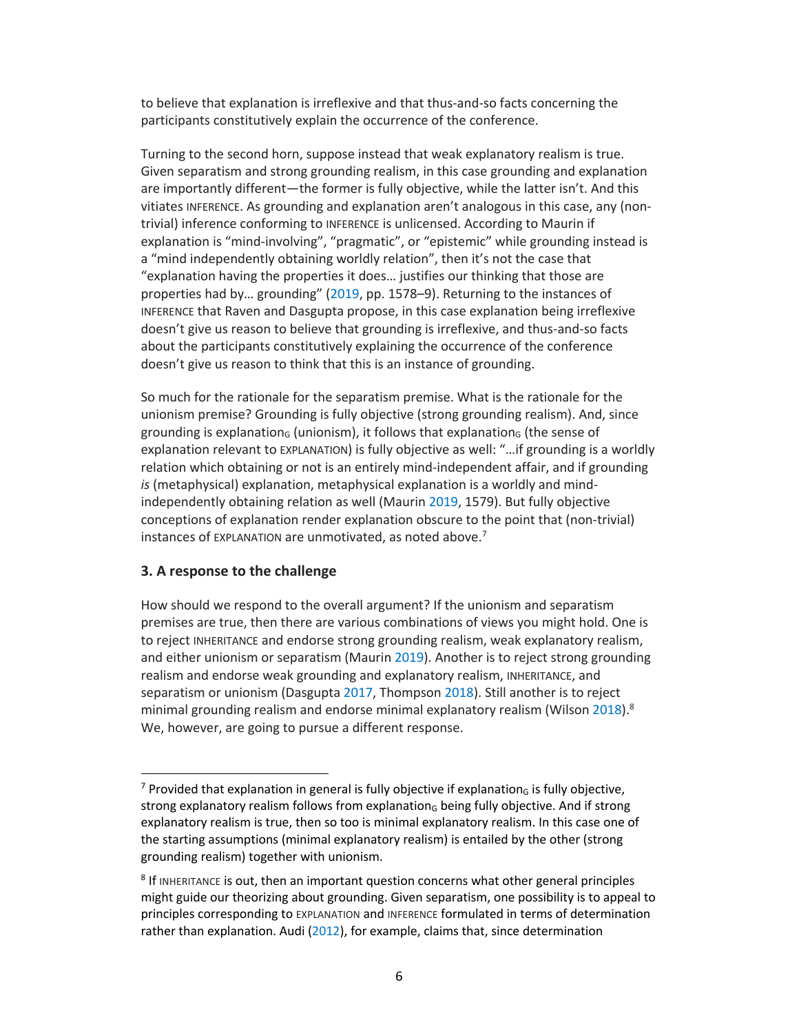to believe that explanation is irreflexive and that thus-and-so facts concerning the participants constitutively explain the occurrence of the conference.

Turning to the second horn, suppose instead that weak explanatory realism is true. Given separatism and strong grounding realism, in this case grounding and explanation are importantly different—the former is fully objective, while the latter isn't. And this vitiates INFERENCE. As grounding and explanation aren't analogous in this case, any (non-trivial) inference conforming to INFERENCE is unlicensed. According to Maurin if explanation is "mind-involving", "pragmatic", or "epistemic" while grounding instead is a "mind independently obtaining worldly relation", then it's not the case that "explanation having the properties it does… justifies our thinking that those are properties had by… grounding" (2019, pp. 1578–9). Returning to the instances of INFERENCE that Raven and Dasgupta propose, in this case explanation being irreflexive doesn't give us reason to believe that grounding is irreflexive, and thus-and-so facts about the participants constitutively explaining the occurrence of the conference doesn't give us reason to think that this is an instance of grounding.

So much for the rationale for the separatism premise. What is the rationale for the unionism premise? Grounding is fully objective (strong grounding realism). And, since grounding is explanation$_G$ (unionism), it follows that explanation$_G$ (the sense of explanation relevant to EXPLANATION) is fully objective as well: "…if grounding is a worldly relation which obtaining or not is an entirely mind-independent affair, and if grounding *is* (metaphysical) explanation, metaphysical explanation is a worldly and mind-independently obtaining relation as well (Maurin 2019, 1579). But fully objective conceptions of explanation render explanation obscure to the point that (non-trivial) instances of EXPLANATION are unmotivated, as noted above.[7]

## 3. A response to the challenge

How should we respond to the overall argument? If the unionism and separatism premises are true, then there are various combinations of views you might hold. One is to reject INHERITANCE and endorse strong grounding realism, weak explanatory realism, and either unionism or separatism (Maurin 2019). Another is to reject strong grounding realism and endorse weak grounding and explanatory realism, INHERITANCE, and separatism or unionism (Dasgupta 2017, Thompson 2018). Still another is to reject minimal grounding realism and endorse minimal explanatory realism (Wilson 2018).[8] We, however, are going to pursue a different response.

---

[7] Provided that explanation in general is fully objective if explanation$_G$ is fully objective, strong explanatory realism follows from explanation$_G$ being fully objective. And if strong explanatory realism is true, then so too is minimal explanatory realism. In this case one of the starting assumptions (minimal explanatory realism) is entailed by the other (strong grounding realism) together with unionism.

[8] If INHERITANCE is out, then an important question concerns what other general principles might guide our theorizing about grounding. Given separatism, one possibility is to appeal to principles corresponding to EXPLANATION and INFERENCE formulated in terms of determination rather than explanation. Audi (2012), for example, claims that, since determination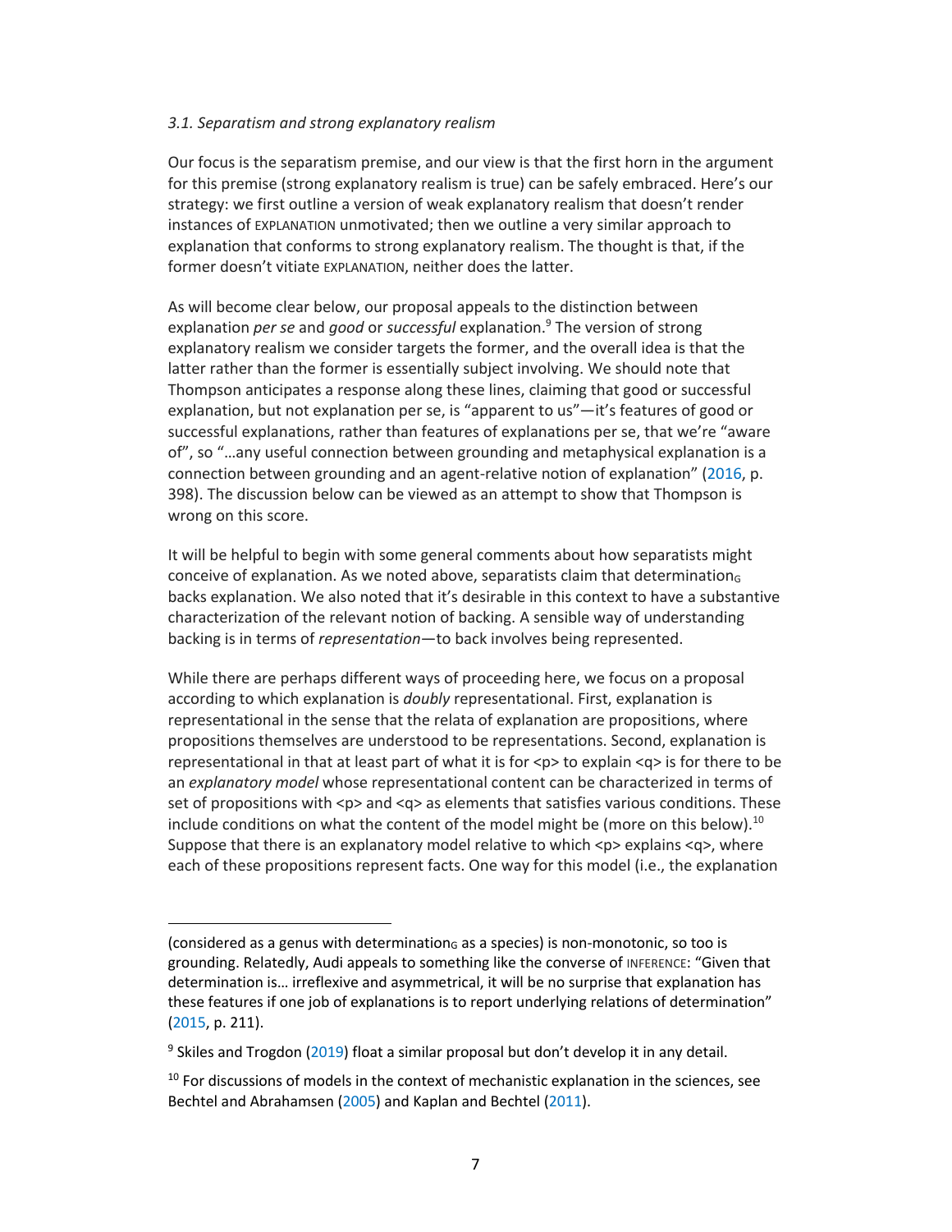*3.1. Separatism and strong explanatory realism*

Our focus is the separatism premise, and our view is that the first horn in the argument for this premise (strong explanatory realism is true) can be safely embraced. Here's our strategy: we first outline a version of weak explanatory realism that doesn't render instances of EXPLANATION unmotivated; then we outline a very similar approach to explanation that conforms to strong explanatory realism. The thought is that, if the former doesn't vitiate EXPLANATION, neither does the latter.

As will become clear below, our proposal appeals to the distinction between explanation *per se* and *good* or *successful* explanation.[9] The version of strong explanatory realism we consider targets the former, and the overall idea is that the latter rather than the former is essentially subject involving. We should note that Thompson anticipates a response along these lines, claiming that good or successful explanation, but not explanation per se, is "apparent to us"—it's features of good or successful explanations, rather than features of explanations per se, that we're "aware of", so "…any useful connection between grounding and metaphysical explanation is a connection between grounding and an agent-relative notion of explanation" (2016, p. 398). The discussion below can be viewed as an attempt to show that Thompson is wrong on this score.

It will be helpful to begin with some general comments about how separatists might conceive of explanation. As we noted above, separatists claim that determination$_G$ backs explanation. We also noted that it's desirable in this context to have a substantive characterization of the relevant notion of backing. A sensible way of understanding backing is in terms of *representation*—to back involves being represented.

While there are perhaps different ways of proceeding here, we focus on a proposal according to which explanation is *doubly* representational. First, explanation is representational in the sense that the relata of explanation are propositions, where propositions themselves are understood to be representations. Second, explanation is representational in that at least part of what it is for <p> to explain <q> is for there to be an *explanatory model* whose representational content can be characterized in terms of set of propositions with <p> and <q> as elements that satisfies various conditions. These include conditions on what the content of the model might be (more on this below).[10] Suppose that there is an explanatory model relative to which <p> explains <q>, where each of these propositions represent facts. One way for this model (i.e., the explanation

---

(considered as a genus with determination$_G$ as a species) is non-monotonic, so too is grounding. Relatedly, Audi appeals to something like the converse of INFERENCE: "Given that determination is… irreflexive and asymmetrical, it will be no surprise that explanation has these features if one job of explanations is to report underlying relations of determination" (2015, p. 211).

[9] Skiles and Trogdon (2019) float a similar proposal but don't develop it in any detail.

[10] For discussions of models in the context of mechanistic explanation in the sciences, see Bechtel and Abrahamsen (2005) and Kaplan and Bechtel (2011).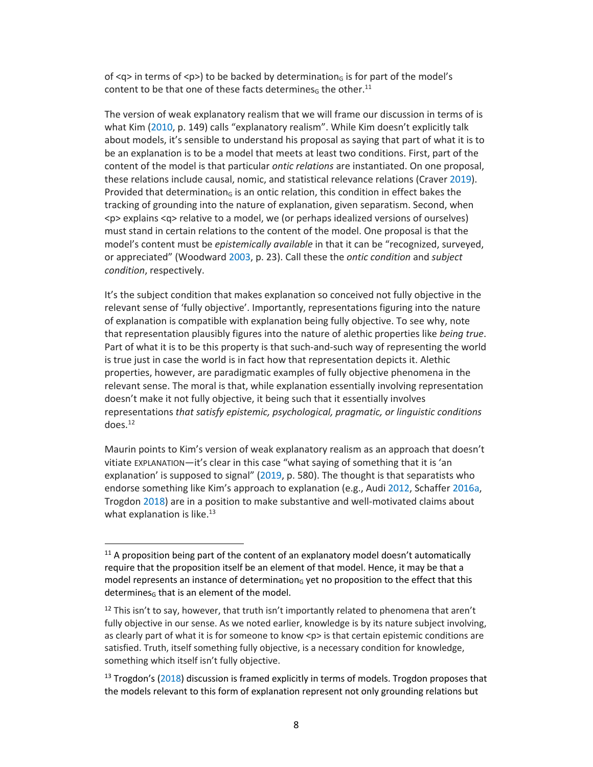of <q> in terms of <p>) to be backed by determination$_G$ is for part of the model's content to be that one of these facts determines$_G$ the other.[11]

The version of weak explanatory realism that we will frame our discussion in terms of is what Kim (2010, p. 149) calls "explanatory realism". While Kim doesn't explicitly talk about models, it's sensible to understand his proposal as saying that part of what it is to be an explanation is to be a model that meets at least two conditions. First, part of the content of the model is that particular *ontic relations* are instantiated. On one proposal, these relations include causal, nomic, and statistical relevance relations (Craver 2019). Provided that determination$_G$ is an ontic relation, this condition in effect bakes the tracking of grounding into the nature of explanation, given separatism. Second, when <p> explains <q> relative to a model, we (or perhaps idealized versions of ourselves) must stand in certain relations to the content of the model. One proposal is that the model's content must be *epistemically available* in that it can be "recognized, surveyed, or appreciated" (Woodward 2003, p. 23). Call these the *ontic condition* and *subject condition*, respectively.

It's the subject condition that makes explanation so conceived not fully objective in the relevant sense of 'fully objective'. Importantly, representations figuring into the nature of explanation is compatible with explanation being fully objective. To see why, note that representation plausibly figures into the nature of alethic properties like *being true*. Part of what it is to be this property is that such-and-such way of representing the world is true just in case the world is in fact how that representation depicts it. Alethic properties, however, are paradigmatic examples of fully objective phenomena in the relevant sense. The moral is that, while explanation essentially involving representation doesn't make it not fully objective, it being such that it essentially involves representations *that satisfy epistemic, psychological, pragmatic, or linguistic conditions* does.[12]

Maurin points to Kim's version of weak explanatory realism as an approach that doesn't vitiate EXPLANATION—it's clear in this case "what saying of something that it is 'an explanation' is supposed to signal" (2019, p. 580). The thought is that separatists who endorse something like Kim's approach to explanation (e.g., Audi 2012, Schaffer 2016a, Trogdon 2018) are in a position to make substantive and well-motivated claims about what explanation is like.[13]

---

[11] A proposition being part of the content of an explanatory model doesn't automatically require that the proposition itself be an element of that model. Hence, it may be that a model represents an instance of determination$_G$ yet no proposition to the effect that this determines$_G$ that is an element of the model.

[12] This isn't to say, however, that truth isn't importantly related to phenomena that aren't fully objective in our sense. As we noted earlier, knowledge is by its nature subject involving, as clearly part of what it is for someone to know <p> is that certain epistemic conditions are satisfied. Truth, itself something fully objective, is a necessary condition for knowledge, something which itself isn't fully objective.

[13] Trogdon's (2018) discussion is framed explicitly in terms of models. Trogdon proposes that the models relevant to this form of explanation represent not only grounding relations but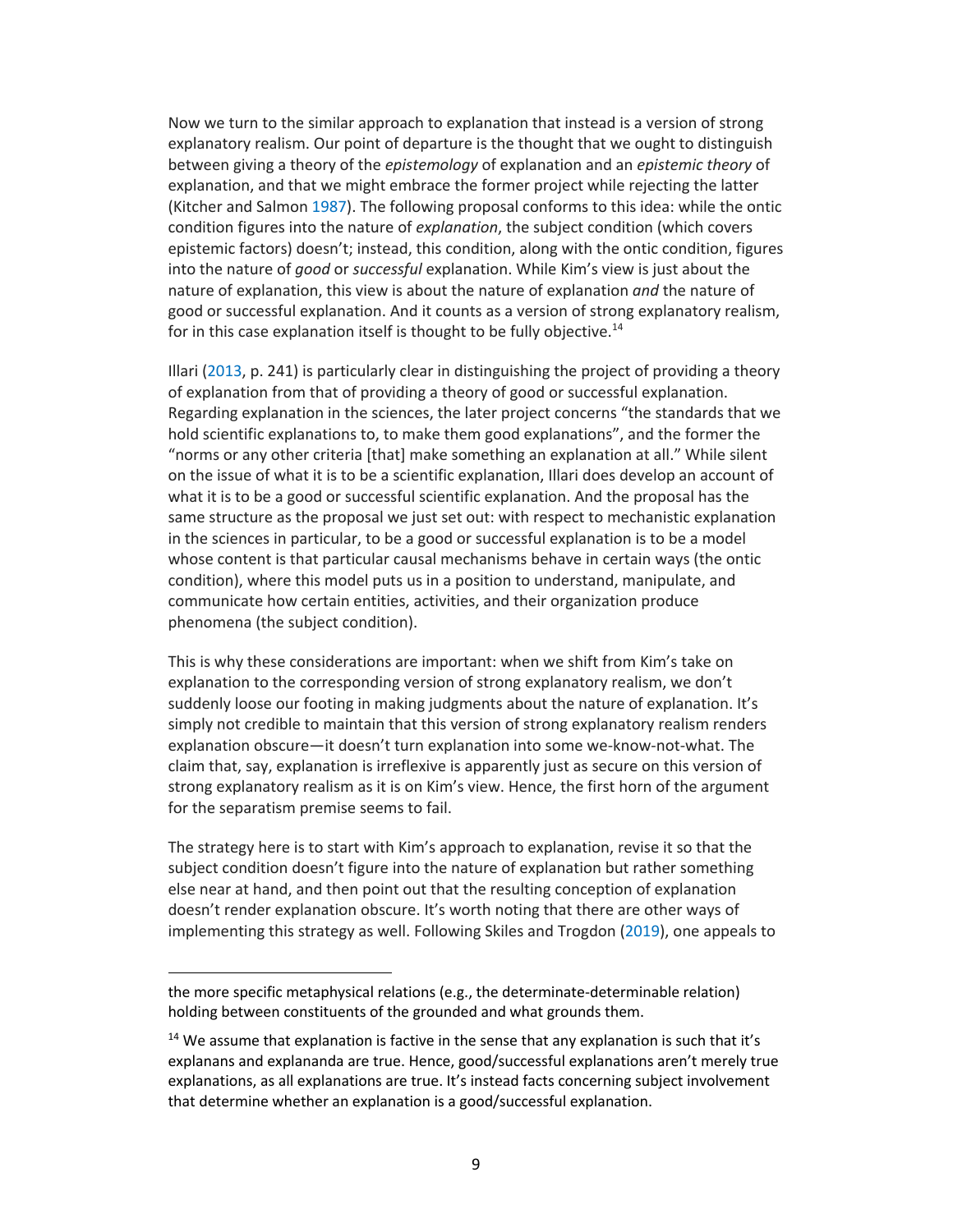Now we turn to the similar approach to explanation that instead is a version of strong explanatory realism. Our point of departure is the thought that we ought to distinguish between giving a theory of the *epistemology* of explanation and an *epistemic theory* of explanation, and that we might embrace the former project while rejecting the latter (Kitcher and Salmon 1987). The following proposal conforms to this idea: while the ontic condition figures into the nature of *explanation*, the subject condition (which covers epistemic factors) doesn't; instead, this condition, along with the ontic condition, figures into the nature of *good* or *successful* explanation. While Kim's view is just about the nature of explanation, this view is about the nature of explanation *and* the nature of good or successful explanation. And it counts as a version of strong explanatory realism, for in this case explanation itself is thought to be fully objective.[14]

Illari (2013, p. 241) is particularly clear in distinguishing the project of providing a theory of explanation from that of providing a theory of good or successful explanation. Regarding explanation in the sciences, the later project concerns "the standards that we hold scientific explanations to, to make them good explanations", and the former the "norms or any other criteria [that] make something an explanation at all." While silent on the issue of what it is to be a scientific explanation, Illari does develop an account of what it is to be a good or successful scientific explanation. And the proposal has the same structure as the proposal we just set out: with respect to mechanistic explanation in the sciences in particular, to be a good or successful explanation is to be a model whose content is that particular causal mechanisms behave in certain ways (the ontic condition), where this model puts us in a position to understand, manipulate, and communicate how certain entities, activities, and their organization produce phenomena (the subject condition).

This is why these considerations are important: when we shift from Kim's take on explanation to the corresponding version of strong explanatory realism, we don't suddenly loose our footing in making judgments about the nature of explanation. It's simply not credible to maintain that this version of strong explanatory realism renders explanation obscure—it doesn't turn explanation into some we-know-not-what. The claim that, say, explanation is irreflexive is apparently just as secure on this version of strong explanatory realism as it is on Kim's view. Hence, the first horn of the argument for the separatism premise seems to fail.

The strategy here is to start with Kim's approach to explanation, revise it so that the subject condition doesn't figure into the nature of explanation but rather something else near at hand, and then point out that the resulting conception of explanation doesn't render explanation obscure. It's worth noting that there are other ways of implementing this strategy as well. Following Skiles and Trogdon (2019), one appeals to

---

the more specific metaphysical relations (e.g., the determinate-determinable relation) holding between constituents of the grounded and what grounds them.

[14] We assume that explanation is factive in the sense that any explanation is such that it's explanans and explananda are true. Hence, good/successful explanations aren't merely true explanations, as all explanations are true. It's instead facts concerning subject involvement that determine whether an explanation is a good/successful explanation.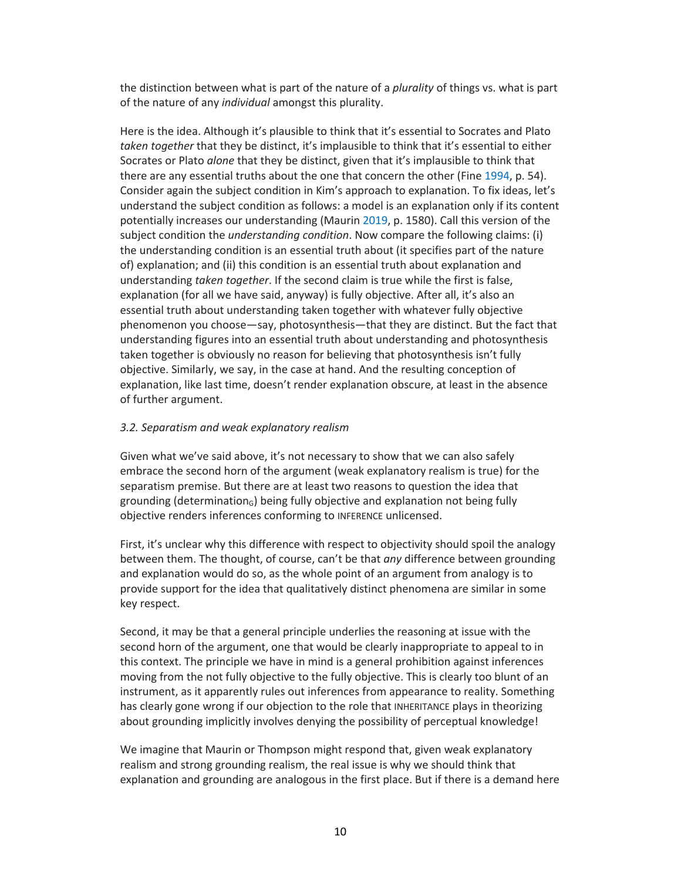the distinction between what is part of the nature of a *plurality* of things vs. what is part of the nature of any *individual* amongst this plurality.

Here is the idea. Although it's plausible to think that it's essential to Socrates and Plato *taken together* that they be distinct, it's implausible to think that it's essential to either Socrates or Plato *alone* that they be distinct, given that it's implausible to think that there are any essential truths about the one that concern the other (Fine 1994, p. 54). Consider again the subject condition in Kim's approach to explanation. To fix ideas, let's understand the subject condition as follows: a model is an explanation only if its content potentially increases our understanding (Maurin 2019, p. 1580). Call this version of the subject condition the *understanding condition*. Now compare the following claims: (i) the understanding condition is an essential truth about (it specifies part of the nature of) explanation; and (ii) this condition is an essential truth about explanation and understanding *taken together*. If the second claim is true while the first is false, explanation (for all we have said, anyway) is fully objective. After all, it's also an essential truth about understanding taken together with whatever fully objective phenomenon you choose—say, photosynthesis—that they are distinct. But the fact that understanding figures into an essential truth about understanding and photosynthesis taken together is obviously no reason for believing that photosynthesis isn't fully objective. Similarly, we say, in the case at hand. And the resulting conception of explanation, like last time, doesn't render explanation obscure, at least in the absence of further argument.

### *3.2. Separatism and weak explanatory realism*

Given what we've said above, it's not necessary to show that we can also safely embrace the second horn of the argument (weak explanatory realism is true) for the separatism premise. But there are at least two reasons to question the idea that grounding (determination$_G$) being fully objective and explanation not being fully objective renders inferences conforming to INFERENCE unlicensed.

First, it's unclear why this difference with respect to objectivity should spoil the analogy between them. The thought, of course, can't be that *any* difference between grounding and explanation would do so, as the whole point of an argument from analogy is to provide support for the idea that qualitatively distinct phenomena are similar in some key respect.

Second, it may be that a general principle underlies the reasoning at issue with the second horn of the argument, one that would be clearly inappropriate to appeal to in this context. The principle we have in mind is a general prohibition against inferences moving from the not fully objective to the fully objective. This is clearly too blunt of an instrument, as it apparently rules out inferences from appearance to reality. Something has clearly gone wrong if our objection to the role that INHERITANCE plays in theorizing about grounding implicitly involves denying the possibility of perceptual knowledge!

We imagine that Maurin or Thompson might respond that, given weak explanatory realism and strong grounding realism, the real issue is why we should think that explanation and grounding are analogous in the first place. But if there is a demand here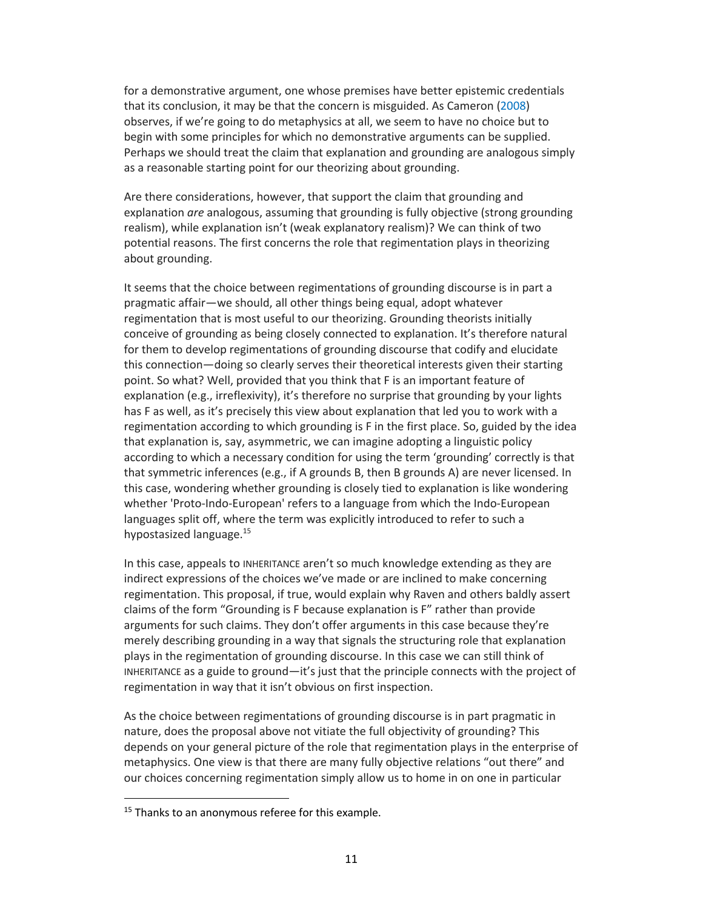for a demonstrative argument, one whose premises have better epistemic credentials that its conclusion, it may be that the concern is misguided. As Cameron (2008) observes, if we're going to do metaphysics at all, we seem to have no choice but to begin with some principles for which no demonstrative arguments can be supplied. Perhaps we should treat the claim that explanation and grounding are analogous simply as a reasonable starting point for our theorizing about grounding.

Are there considerations, however, that support the claim that grounding and explanation *are* analogous, assuming that grounding is fully objective (strong grounding realism), while explanation isn't (weak explanatory realism)? We can think of two potential reasons. The first concerns the role that regimentation plays in theorizing about grounding.

It seems that the choice between regimentations of grounding discourse is in part a pragmatic affair—we should, all other things being equal, adopt whatever regimentation that is most useful to our theorizing. Grounding theorists initially conceive of grounding as being closely connected to explanation. It's therefore natural for them to develop regimentations of grounding discourse that codify and elucidate this connection—doing so clearly serves their theoretical interests given their starting point. So what? Well, provided that you think that F is an important feature of explanation (e.g., irreflexivity), it's therefore no surprise that grounding by your lights has F as well, as it's precisely this view about explanation that led you to work with a regimentation according to which grounding is F in the first place. So, guided by the idea that explanation is, say, asymmetric, we can imagine adopting a linguistic policy according to which a necessary condition for using the term 'grounding' correctly is that that symmetric inferences (e.g., if A grounds B, then B grounds A) are never licensed. In this case, wondering whether grounding is closely tied to explanation is like wondering whether 'Proto-Indo-European' refers to a language from which the Indo-European languages split off, where the term was explicitly introduced to refer to such a hypostasized language.[15]

In this case, appeals to INHERITANCE aren't so much knowledge extending as they are indirect expressions of the choices we've made or are inclined to make concerning regimentation. This proposal, if true, would explain why Raven and others baldly assert claims of the form "Grounding is F because explanation is F" rather than provide arguments for such claims. They don't offer arguments in this case because they're merely describing grounding in a way that signals the structuring role that explanation plays in the regimentation of grounding discourse. In this case we can still think of INHERITANCE as a guide to ground—it's just that the principle connects with the project of regimentation in way that it isn't obvious on first inspection.

As the choice between regimentations of grounding discourse is in part pragmatic in nature, does the proposal above not vitiate the full objectivity of grounding? This depends on your general picture of the role that regimentation plays in the enterprise of metaphysics. One view is that there are many fully objective relations "out there" and our choices concerning regimentation simply allow us to home in on one in particular

[15] Thanks to an anonymous referee for this example.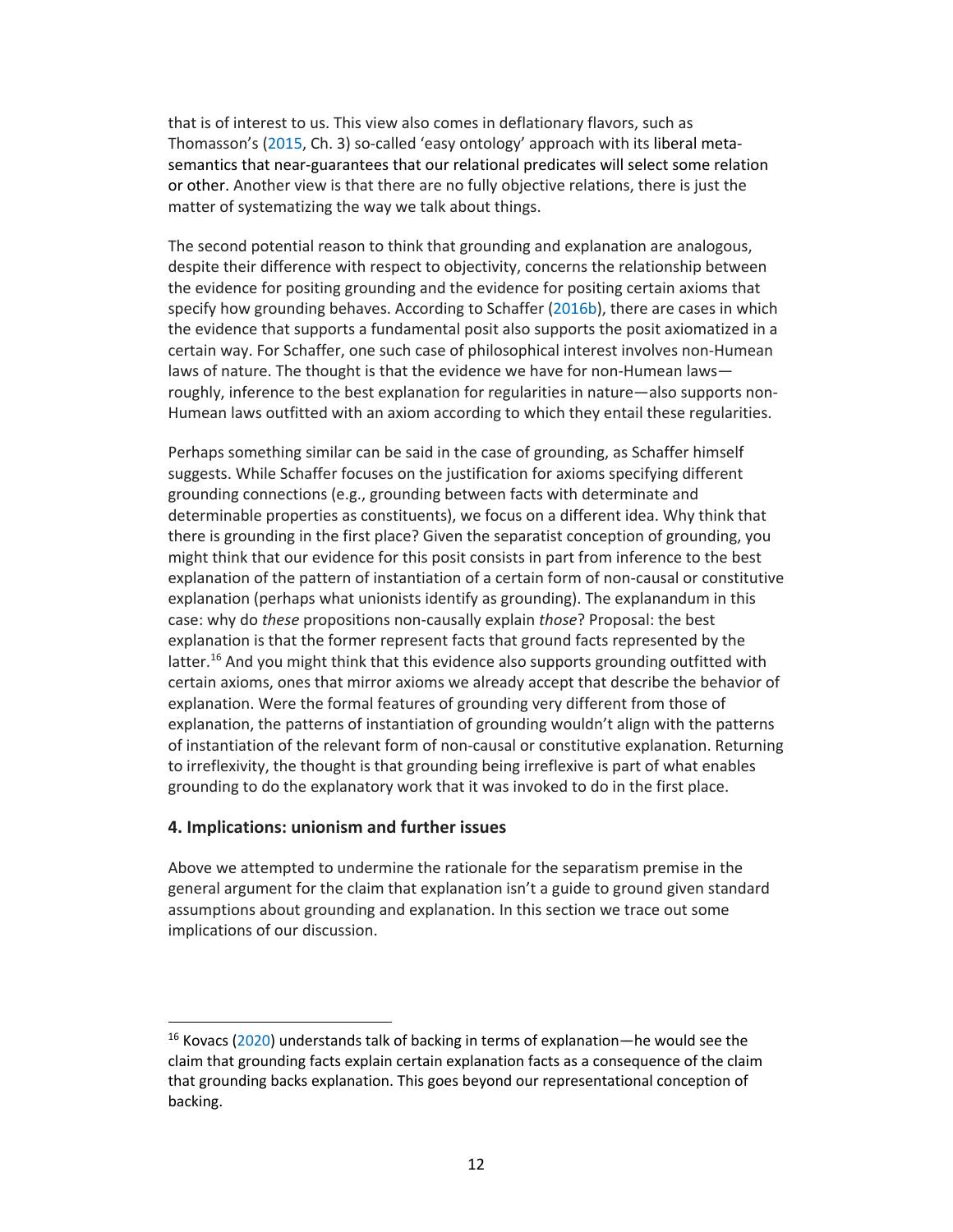that is of interest to us. This view also comes in deflationary flavors, such as Thomasson's (2015, Ch. 3) so-called 'easy ontology' approach with its liberal meta-semantics that near-guarantees that our relational predicates will select some relation or other. Another view is that there are no fully objective relations, there is just the matter of systematizing the way we talk about things.

The second potential reason to think that grounding and explanation are analogous, despite their difference with respect to objectivity, concerns the relationship between the evidence for positing grounding and the evidence for positing certain axioms that specify how grounding behaves. According to Schaffer (2016b), there are cases in which the evidence that supports a fundamental posit also supports the posit axiomatized in a certain way. For Schaffer, one such case of philosophical interest involves non-Humean laws of nature. The thought is that the evidence we have for non-Humean laws—roughly, inference to the best explanation for regularities in nature—also supports non-Humean laws outfitted with an axiom according to which they entail these regularities.

Perhaps something similar can be said in the case of grounding, as Schaffer himself suggests. While Schaffer focuses on the justification for axioms specifying different grounding connections (e.g., grounding between facts with determinate and determinable properties as constituents), we focus on a different idea. Why think that there is grounding in the first place? Given the separatist conception of grounding, you might think that our evidence for this posit consists in part from inference to the best explanation of the pattern of instantiation of a certain form of non-causal or constitutive explanation (perhaps what unionists identify as grounding). The explanandum in this case: why do *these* propositions non-causally explain *those*? Proposal: the best explanation is that the former represent facts that ground facts represented by the latter.[16] And you might think that this evidence also supports grounding outfitted with certain axioms, ones that mirror axioms we already accept that describe the behavior of explanation. Were the formal features of grounding very different from those of explanation, the patterns of instantiation of grounding wouldn't align with the patterns of instantiation of the relevant form of non-causal or constitutive explanation. Returning to irreflexivity, the thought is that grounding being irreflexive is part of what enables grounding to do the explanatory work that it was invoked to do in the first place.

## 4. Implications: unionism and further issues

Above we attempted to undermine the rationale for the separatism premise in the general argument for the claim that explanation isn't a guide to ground given standard assumptions about grounding and explanation. In this section we trace out some implications of our discussion.

---

[16] Kovacs (2020) understands talk of backing in terms of explanation—he would see the claim that grounding facts explain certain explanation facts as a consequence of the claim that grounding backs explanation. This goes beyond our representational conception of backing.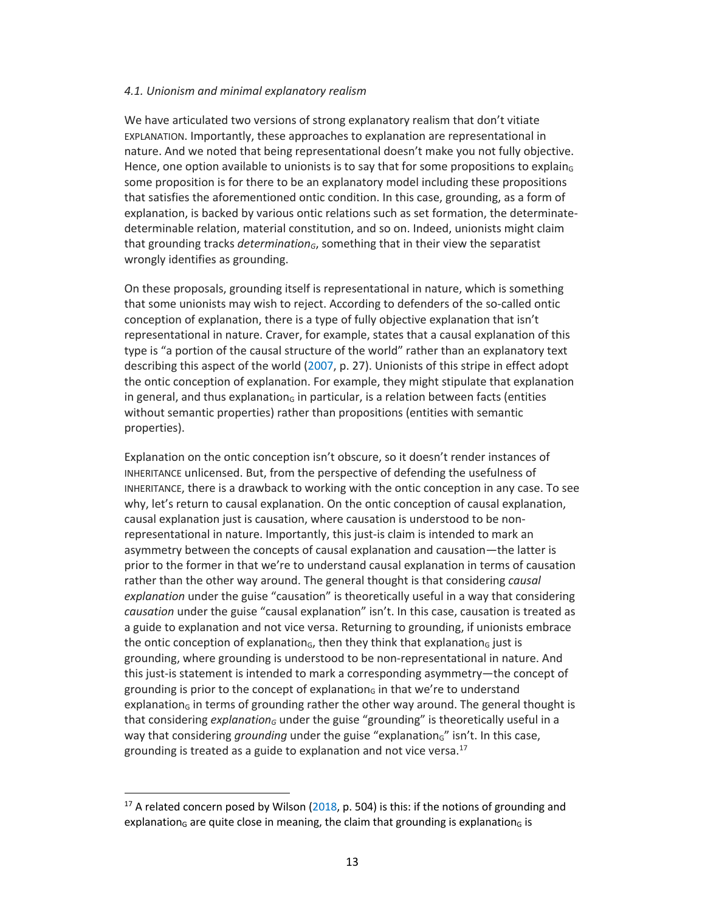*4.1. Unionism and minimal explanatory realism*

We have articulated two versions of strong explanatory realism that don't vitiate EXPLANATION. Importantly, these approaches to explanation are representational in nature. And we noted that being representational doesn't make you not fully objective. Hence, one option available to unionists is to say that for some propositions to explain$_G$ some proposition is for there to be an explanatory model including these propositions that satisfies the aforementioned ontic condition. In this case, grounding, as a form of explanation, is backed by various ontic relations such as set formation, the determinate-determinable relation, material constitution, and so on. Indeed, unionists might claim that grounding tracks *determination$_G$*, something that in their view the separatist wrongly identifies as grounding.

On these proposals, grounding itself is representational in nature, which is something that some unionists may wish to reject. According to defenders of the so-called ontic conception of explanation, there is a type of fully objective explanation that isn't representational in nature. Craver, for example, states that a causal explanation of this type is "a portion of the causal structure of the world" rather than an explanatory text describing this aspect of the world (2007, p. 27). Unionists of this stripe in effect adopt the ontic conception of explanation. For example, they might stipulate that explanation in general, and thus explanation$_G$ in particular, is a relation between facts (entities without semantic properties) rather than propositions (entities with semantic properties).

Explanation on the ontic conception isn't obscure, so it doesn't render instances of INHERITANCE unlicensed. But, from the perspective of defending the usefulness of INHERITANCE, there is a drawback to working with the ontic conception in any case. To see why, let's return to causal explanation. On the ontic conception of causal explanation, causal explanation just is causation, where causation is understood to be non-representational in nature. Importantly, this just-is claim is intended to mark an asymmetry between the concepts of causal explanation and causation—the latter is prior to the former in that we're to understand causal explanation in terms of causation rather than the other way around. The general thought is that considering *causal explanation* under the guise "causation" is theoretically useful in a way that considering *causation* under the guise "causal explanation" isn't. In this case, causation is treated as a guide to explanation and not vice versa. Returning to grounding, if unionists embrace the ontic conception of explanation$_G$, then they think that explanation$_G$ just is grounding, where grounding is understood to be non-representational in nature. And this just-is statement is intended to mark a corresponding asymmetry—the concept of grounding is prior to the concept of explanation$_G$ in that we're to understand explanation$_G$ in terms of grounding rather the other way around. The general thought is that considering *explanation$_G$* under the guise "grounding" is theoretically useful in a way that considering *grounding* under the guise "explanation$_G$" isn't. In this case, grounding is treated as a guide to explanation and not vice versa.[17]

[17] A related concern posed by Wilson (2018, p. 504) is this: if the notions of grounding and explanation$_G$ are quite close in meaning, the claim that grounding is explanation$_G$ is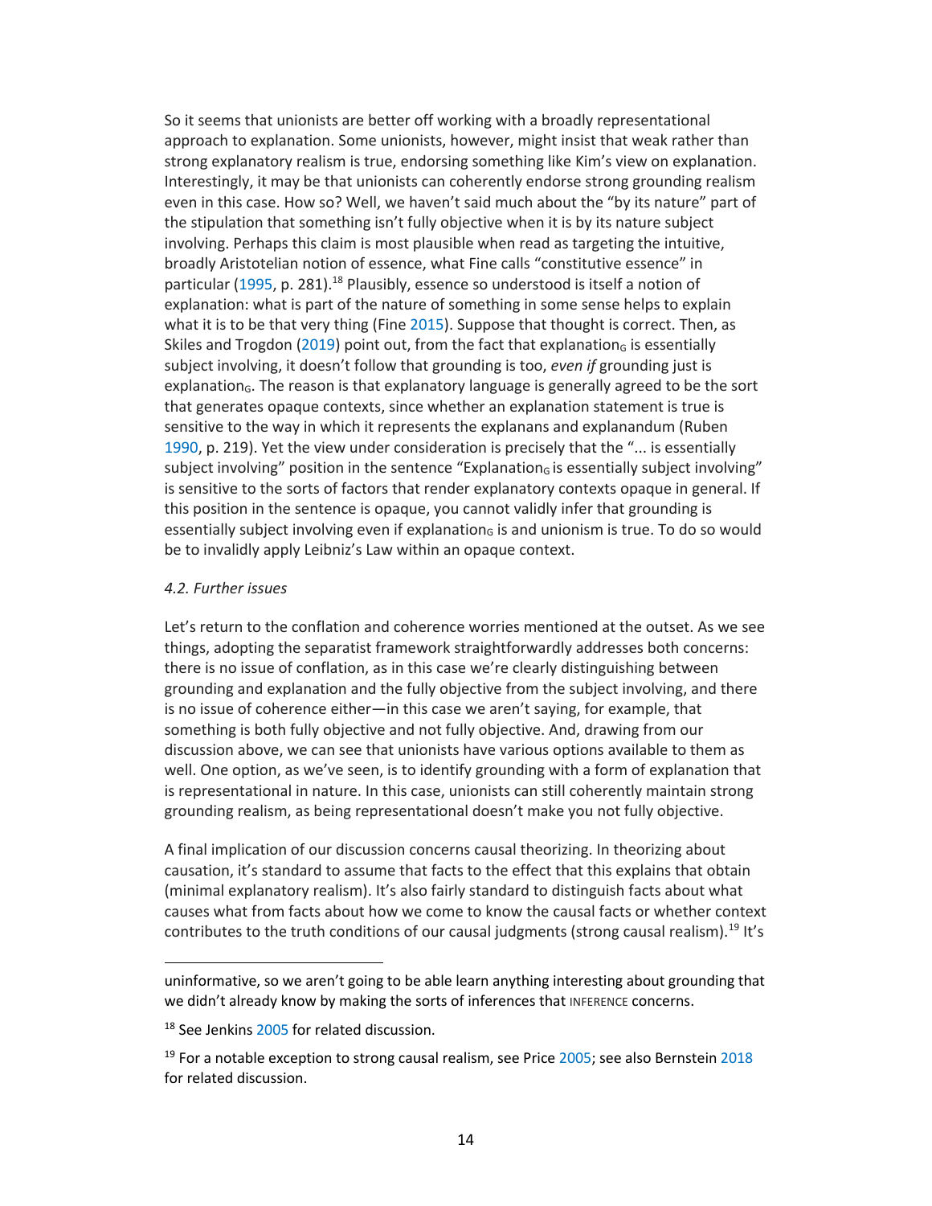So it seems that unionists are better off working with a broadly representational approach to explanation. Some unionists, however, might insist that weak rather than strong explanatory realism is true, endorsing something like Kim's view on explanation. Interestingly, it may be that unionists can coherently endorse strong grounding realism even in this case. How so? Well, we haven't said much about the "by its nature" part of the stipulation that something isn't fully objective when it is by its nature subject involving. Perhaps this claim is most plausible when read as targeting the intuitive, broadly Aristotelian notion of essence, what Fine calls "constitutive essence" in particular (1995, p. 281).[18] Plausibly, essence so understood is itself a notion of explanation: what is part of the nature of something in some sense helps to explain what it is to be that very thing (Fine 2015). Suppose that thought is correct. Then, as Skiles and Trogdon (2019) point out, from the fact that explanation$_G$ is essentially subject involving, it doesn't follow that grounding is too, *even if* grounding just is explanation$_G$. The reason is that explanatory language is generally agreed to be the sort that generates opaque contexts, since whether an explanation statement is true is sensitive to the way in which it represents the explanans and explanandum (Ruben 1990, p. 219). Yet the view under consideration is precisely that the "... is essentially subject involving" position in the sentence "Explanation$_G$ is essentially subject involving" is sensitive to the sorts of factors that render explanatory contexts opaque in general. If this position in the sentence is opaque, you cannot validly infer that grounding is essentially subject involving even if explanation$_G$ is and unionism is true. To do so would be to invalidly apply Leibniz's Law within an opaque context.

### *4.2. Further issues*

Let's return to the conflation and coherence worries mentioned at the outset. As we see things, adopting the separatist framework straightforwardly addresses both concerns: there is no issue of conflation, as in this case we're clearly distinguishing between grounding and explanation and the fully objective from the subject involving, and there is no issue of coherence either—in this case we aren't saying, for example, that something is both fully objective and not fully objective. And, drawing from our discussion above, we can see that unionists have various options available to them as well. One option, as we've seen, is to identify grounding with a form of explanation that is representational in nature. In this case, unionists can still coherently maintain strong grounding realism, as being representational doesn't make you not fully objective.

A final implication of our discussion concerns causal theorizing. In theorizing about causation, it's standard to assume that facts to the effect that this explains that obtain (minimal explanatory realism). It's also fairly standard to distinguish facts about what causes what from facts about how we come to know the causal facts or whether context contributes to the truth conditions of our causal judgments (strong causal realism).[19] It's

---

uninformative, so we aren't going to be able learn anything interesting about grounding that we didn't already know by making the sorts of inferences that INFERENCE concerns.

[18] See Jenkins 2005 for related discussion.

[19] For a notable exception to strong causal realism, see Price 2005; see also Bernstein 2018 for related discussion.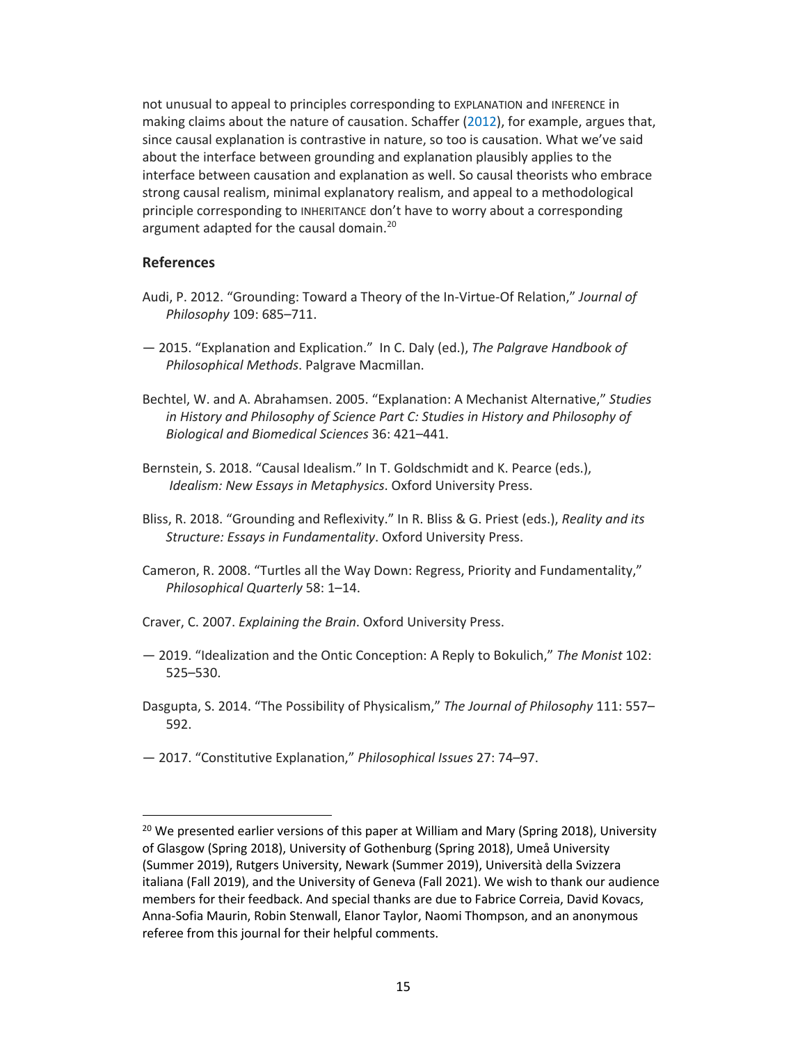not unusual to appeal to principles corresponding to EXPLANATION and INFERENCE in making claims about the nature of causation. Schaffer (2012), for example, argues that, since causal explanation is contrastive in nature, so too is causation. What we've said about the interface between grounding and explanation plausibly applies to the interface between causation and explanation as well. So causal theorists who embrace strong causal realism, minimal explanatory realism, and appeal to a methodological principle corresponding to INHERITANCE don't have to worry about a corresponding argument adapted for the causal domain.[20]

### References

Audi, P. 2012. "Grounding: Toward a Theory of the In-Virtue-Of Relation," *Journal of Philosophy* 109: 685–711.

— 2015. "Explanation and Explication." In C. Daly (ed.), *The Palgrave Handbook of Philosophical Methods*. Palgrave Macmillan.

Bechtel, W. and A. Abrahamsen. 2005. "Explanation: A Mechanist Alternative," *Studies in History and Philosophy of Science Part C: Studies in History and Philosophy of Biological and Biomedical Sciences* 36: 421–441.

Bernstein, S. 2018. "Causal Idealism." In T. Goldschmidt and K. Pearce (eds.), *Idealism: New Essays in Metaphysics*. Oxford University Press.

Bliss, R. 2018. "Grounding and Reflexivity." In R. Bliss & G. Priest (eds.), *Reality and its Structure: Essays in Fundamentality*. Oxford University Press.

Cameron, R. 2008. "Turtles all the Way Down: Regress, Priority and Fundamentality," *Philosophical Quarterly* 58: 1–14.

Craver, C. 2007. *Explaining the Brain*. Oxford University Press.

— 2019. "Idealization and the Ontic Conception: A Reply to Bokulich," *The Monist* 102: 525–530.

Dasgupta, S. 2014. "The Possibility of Physicalism," *The Journal of Philosophy* 111: 557–592.

— 2017. "Constitutive Explanation," *Philosophical Issues* 27: 74–97.

---

[20] We presented earlier versions of this paper at William and Mary (Spring 2018), University of Glasgow (Spring 2018), University of Gothenburg (Spring 2018), Umeå University (Summer 2019), Rutgers University, Newark (Summer 2019), Università della Svizzera italiana (Fall 2019), and the University of Geneva (Fall 2021). We wish to thank our audience members for their feedback. And special thanks are due to Fabrice Correia, David Kovacs, Anna-Sofia Maurin, Robin Stenwall, Elanor Taylor, Naomi Thompson, and an anonymous referee from this journal for their helpful comments.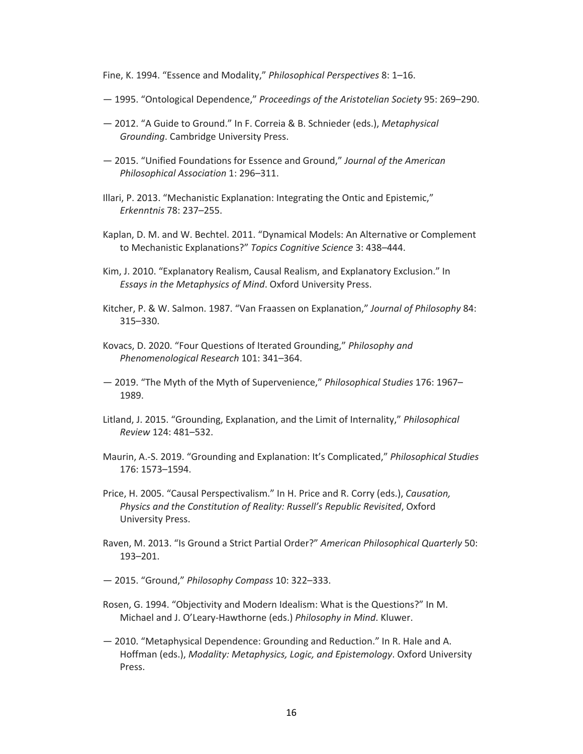Fine, K. 1994. "Essence and Modality," *Philosophical Perspectives* 8: 1–16.

— 1995. "Ontological Dependence," *Proceedings of the Aristotelian Society* 95: 269–290.

— 2012. "A Guide to Ground." In F. Correia & B. Schnieder (eds.), *Metaphysical Grounding*. Cambridge University Press.

— 2015. "Unified Foundations for Essence and Ground," *Journal of the American Philosophical Association* 1: 296–311.

Illari, P. 2013. "Mechanistic Explanation: Integrating the Ontic and Epistemic," *Erkenntnis* 78: 237–255.

Kaplan, D. M. and W. Bechtel. 2011. "Dynamical Models: An Alternative or Complement to Mechanistic Explanations?" *Topics Cognitive Science* 3: 438–444.

Kim, J. 2010. "Explanatory Realism, Causal Realism, and Explanatory Exclusion." In *Essays in the Metaphysics of Mind*. Oxford University Press.

Kitcher, P. & W. Salmon. 1987. "Van Fraassen on Explanation," *Journal of Philosophy* 84: 315–330.

Kovacs, D. 2020. "Four Questions of Iterated Grounding," *Philosophy and Phenomenological Research* 101: 341–364.

— 2019. "The Myth of the Myth of Supervenience," *Philosophical Studies* 176: 1967–1989.

Litland, J. 2015. "Grounding, Explanation, and the Limit of Internality," *Philosophical Review* 124: 481–532.

Maurin, A.-S. 2019. "Grounding and Explanation: It's Complicated," *Philosophical Studies* 176: 1573–1594.

Price, H. 2005. "Causal Perspectivalism." In H. Price and R. Corry (eds.), *Causation, Physics and the Constitution of Reality: Russell's Republic Revisited*, Oxford University Press.

Raven, M. 2013. "Is Ground a Strict Partial Order?" *American Philosophical Quarterly* 50: 193–201.

— 2015. "Ground," *Philosophy Compass* 10: 322–333.

Rosen, G. 1994. "Objectivity and Modern Idealism: What is the Questions?" In M. Michael and J. O'Leary-Hawthorne (eds.) *Philosophy in Mind*. Kluwer.

— 2010. "Metaphysical Dependence: Grounding and Reduction." In R. Hale and A. Hoffman (eds.), *Modality: Metaphysics, Logic, and Epistemology*. Oxford University Press.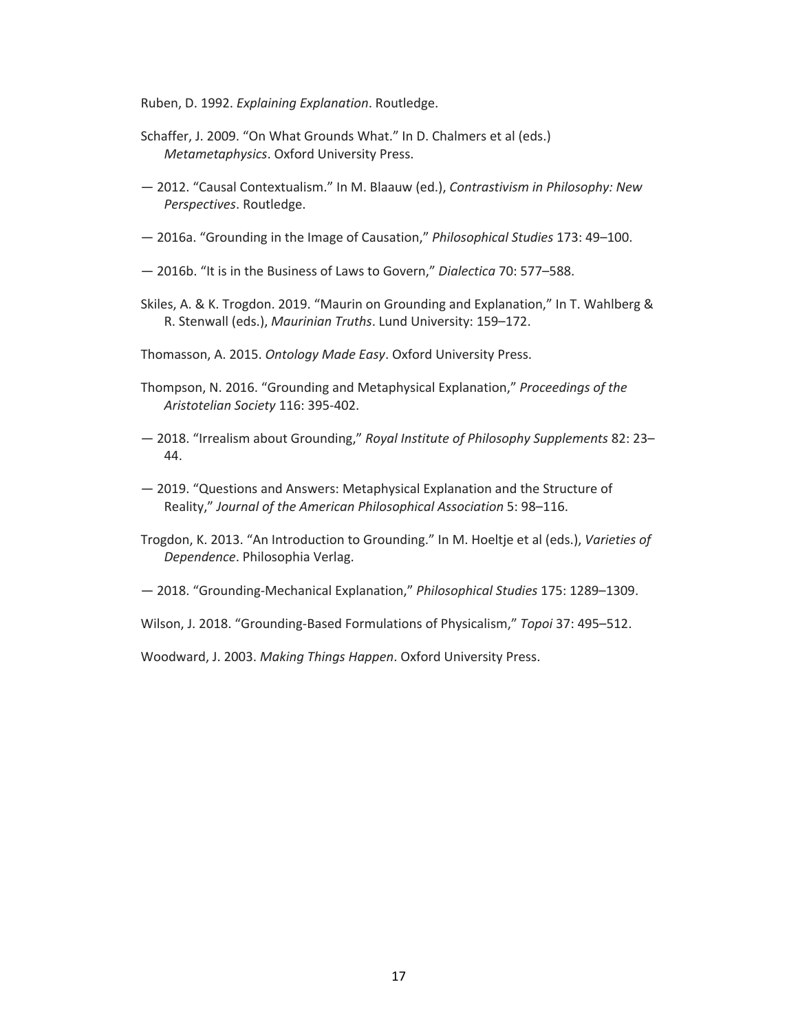Ruben, D. 1992. *Explaining Explanation*. Routledge.

Schaffer, J. 2009. "On What Grounds What." In D. Chalmers et al (eds.) *Metametaphysics*. Oxford University Press.

— 2012. "Causal Contextualism." In M. Blaauw (ed.), *Contrastivism in Philosophy: New Perspectives*. Routledge.

— 2016a. "Grounding in the Image of Causation," *Philosophical Studies* 173: 49–100.

— 2016b. "It is in the Business of Laws to Govern," *Dialectica* 70: 577–588.

Skiles, A. & K. Trogdon. 2019. "Maurin on Grounding and Explanation," In T. Wahlberg & R. Stenwall (eds.), *Maurinian Truths*. Lund University: 159–172.

Thomasson, A. 2015. *Ontology Made Easy*. Oxford University Press.

Thompson, N. 2016. "Grounding and Metaphysical Explanation," *Proceedings of the Aristotelian Society* 116: 395-402.

— 2018. "Irrealism about Grounding," *Royal Institute of Philosophy Supplements* 82: 23–44.

— 2019. "Questions and Answers: Metaphysical Explanation and the Structure of Reality," *Journal of the American Philosophical Association* 5: 98–116.

Trogdon, K. 2013. "An Introduction to Grounding." In M. Hoeltje et al (eds.), *Varieties of Dependence*. Philosophia Verlag.

— 2018. "Grounding-Mechanical Explanation," *Philosophical Studies* 175: 1289–1309.

Wilson, J. 2018. "Grounding-Based Formulations of Physicalism," *Topoi* 37: 495–512.

Woodward, J. 2003. *Making Things Happen*. Oxford University Press.